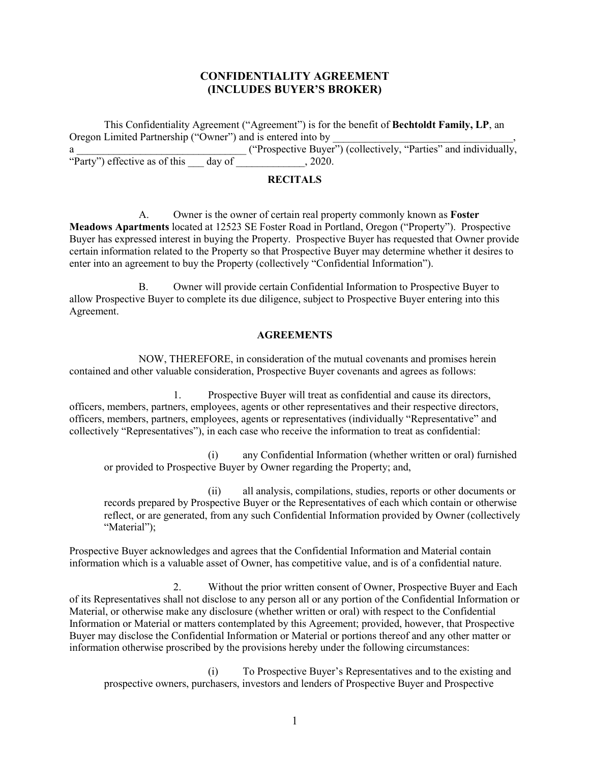# CONFIDENTIALITY AGREEMENT
# (INCLUDES BUYER'S BROKER)

This Confidentiality Agreement ("Agreement") is for the benefit of **Bechtoldt Family, LP**, an Oregon Limited Partnership ("Owner") and is entered into by ___________________________________, a ________________________________ ("Prospective Buyer") (collectively, "Parties" and individually, "Party") effective as of this ___ day of _____________, 2020.

## RECITALS

A. Owner is the owner of certain real property commonly known as **Foster Meadows Apartments** located at 12523 SE Foster Road in Portland, Oregon ("Property"). Prospective Buyer has expressed interest in buying the Property. Prospective Buyer has requested that Owner provide certain information related to the Property so that Prospective Buyer may determine whether it desires to enter into an agreement to buy the Property (collectively "Confidential Information").

B. Owner will provide certain Confidential Information to Prospective Buyer to allow Prospective Buyer to complete its due diligence, subject to Prospective Buyer entering into this Agreement.

## AGREEMENTS

NOW, THEREFORE, in consideration of the mutual covenants and promises herein contained and other valuable consideration, Prospective Buyer covenants and agrees as follows:

1. Prospective Buyer will treat as confidential and cause its directors, officers, members, partners, employees, agents or other representatives and their respective directors, officers, members, partners, employees, agents or representatives (individually "Representative" and collectively "Representatives"), in each case who receive the information to treat as confidential:

   (i) any Confidential Information (whether written or oral) furnished or provided to Prospective Buyer by Owner regarding the Property; and,

   (ii) all analysis, compilations, studies, reports or other documents or records prepared by Prospective Buyer or the Representatives of each which contain or otherwise reflect, or are generated, from any such Confidential Information provided by Owner (collectively "Material");

Prospective Buyer acknowledges and agrees that the Confidential Information and Material contain information which is a valuable asset of Owner, has competitive value, and is of a confidential nature.

2. Without the prior written consent of Owner, Prospective Buyer and Each of its Representatives shall not disclose to any person all or any portion of the Confidential Information or Material, or otherwise make any disclosure (whether written or oral) with respect to the Confidential Information or Material or matters contemplated by this Agreement; provided, however, that Prospective Buyer may disclose the Confidential Information or Material or portions thereof and any other matter or information otherwise proscribed by the provisions hereby under the following circumstances:

   (i) To Prospective Buyer's Representatives and to the existing and prospective owners, purchasers, investors and lenders of Prospective Buyer and Prospective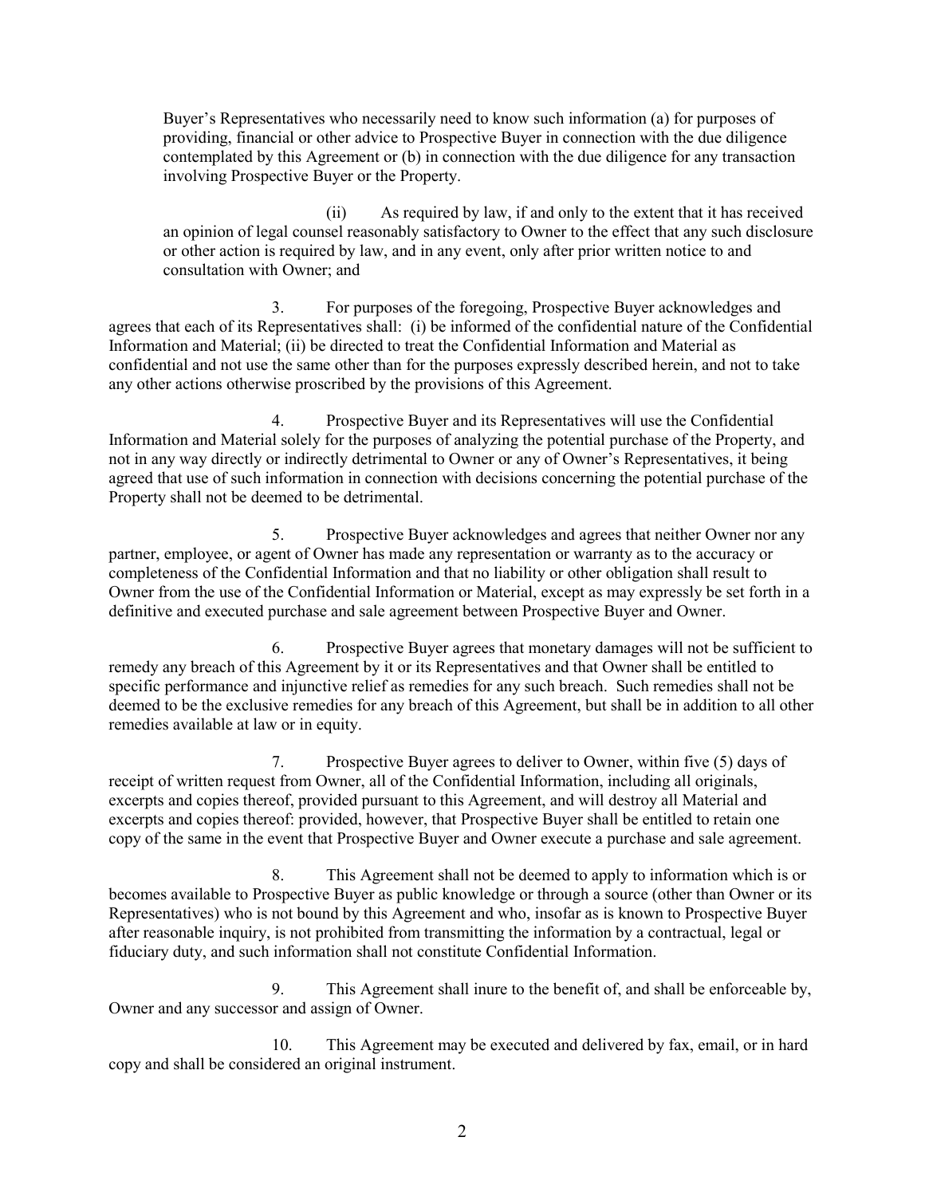Buyer's Representatives who necessarily need to know such information (a) for purposes of providing, financial or other advice to Prospective Buyer in connection with the due diligence contemplated by this Agreement or (b) in connection with the due diligence for any transaction involving Prospective Buyer or the Property.

(ii) As required by law, if and only to the extent that it has received an opinion of legal counsel reasonably satisfactory to Owner to the effect that any such disclosure or other action is required by law, and in any event, only after prior written notice to and consultation with Owner; and

3. For purposes of the foregoing, Prospective Buyer acknowledges and agrees that each of its Representatives shall: (i) be informed of the confidential nature of the Confidential Information and Material; (ii) be directed to treat the Confidential Information and Material as confidential and not use the same other than for the purposes expressly described herein, and not to take any other actions otherwise proscribed by the provisions of this Agreement.

4. Prospective Buyer and its Representatives will use the Confidential Information and Material solely for the purposes of analyzing the potential purchase of the Property, and not in any way directly or indirectly detrimental to Owner or any of Owner's Representatives, it being agreed that use of such information in connection with decisions concerning the potential purchase of the Property shall not be deemed to be detrimental.

5. Prospective Buyer acknowledges and agrees that neither Owner nor any partner, employee, or agent of Owner has made any representation or warranty as to the accuracy or completeness of the Confidential Information and that no liability or other obligation shall result to Owner from the use of the Confidential Information or Material, except as may expressly be set forth in a definitive and executed purchase and sale agreement between Prospective Buyer and Owner.

6. Prospective Buyer agrees that monetary damages will not be sufficient to remedy any breach of this Agreement by it or its Representatives and that Owner shall be entitled to specific performance and injunctive relief as remedies for any such breach. Such remedies shall not be deemed to be the exclusive remedies for any breach of this Agreement, but shall be in addition to all other remedies available at law or in equity.

7. Prospective Buyer agrees to deliver to Owner, within five (5) days of receipt of written request from Owner, all of the Confidential Information, including all originals, excerpts and copies thereof, provided pursuant to this Agreement, and will destroy all Material and excerpts and copies thereof: provided, however, that Prospective Buyer shall be entitled to retain one copy of the same in the event that Prospective Buyer and Owner execute a purchase and sale agreement.

8. This Agreement shall not be deemed to apply to information which is or becomes available to Prospective Buyer as public knowledge or through a source (other than Owner or its Representatives) who is not bound by this Agreement and who, insofar as is known to Prospective Buyer after reasonable inquiry, is not prohibited from transmitting the information by a contractual, legal or fiduciary duty, and such information shall not constitute Confidential Information.

9. This Agreement shall inure to the benefit of, and shall be enforceable by, Owner and any successor and assign of Owner.

10. This Agreement may be executed and delivered by fax, email, or in hard copy and shall be considered an original instrument.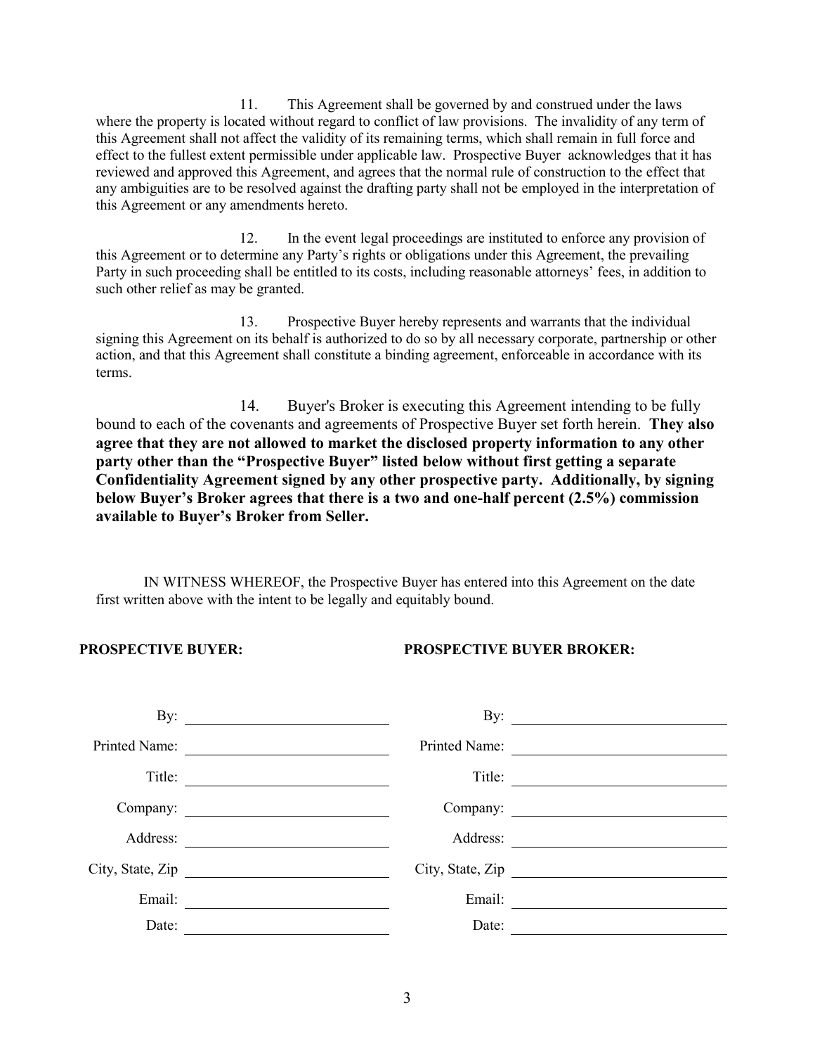11. This Agreement shall be governed by and construed under the laws where the property is located without regard to conflict of law provisions. The invalidity of any term of this Agreement shall not affect the validity of its remaining terms, which shall remain in full force and effect to the fullest extent permissible under applicable law. Prospective Buyer acknowledges that it has reviewed and approved this Agreement, and agrees that the normal rule of construction to the effect that any ambiguities are to be resolved against the drafting party shall not be employed in the interpretation of this Agreement or any amendments hereto.

12. In the event legal proceedings are instituted to enforce any provision of this Agreement or to determine any Party's rights or obligations under this Agreement, the prevailing Party in such proceeding shall be entitled to its costs, including reasonable attorneys' fees, in addition to such other relief as may be granted.

13. Prospective Buyer hereby represents and warrants that the individual signing this Agreement on its behalf is authorized to do so by all necessary corporate, partnership or other action, and that this Agreement shall constitute a binding agreement, enforceable in accordance with its terms.

14. Buyer's Broker is executing this Agreement intending to be fully bound to each of the covenants and agreements of Prospective Buyer set forth herein. **They also agree that they are not allowed to market the disclosed property information to any other party other than the "Prospective Buyer" listed below without first getting a separate Confidentiality Agreement signed by any other prospective party. Additionally, by signing below Buyer's Broker agrees that there is a two and one-half percent (2.5%) commission available to Buyer's Broker from Seller.**

IN WITNESS WHEREOF, the Prospective Buyer has entered into this Agreement on the date first written above with the intent to be legally and equitably bound.

| **PROSPECTIVE BUYER:** | | **PROSPECTIVE BUYER BROKER:** | |
| --- | --- | --- | --- |
| By: | ______________________ | By: | ______________________ |
| Printed Name: | ______________________ | Printed Name: | ______________________ |
| Title: | ______________________ | Title: | ______________________ |
| Company: | ______________________ | Company: | ______________________ |
| Address: | ______________________ | Address: | ______________________ |
| City, State, Zip | ______________________ | City, State, Zip | ______________________ |
| Email: | ______________________ | Email: | ______________________ |
| Date: | ______________________ | Date: | ______________________ |